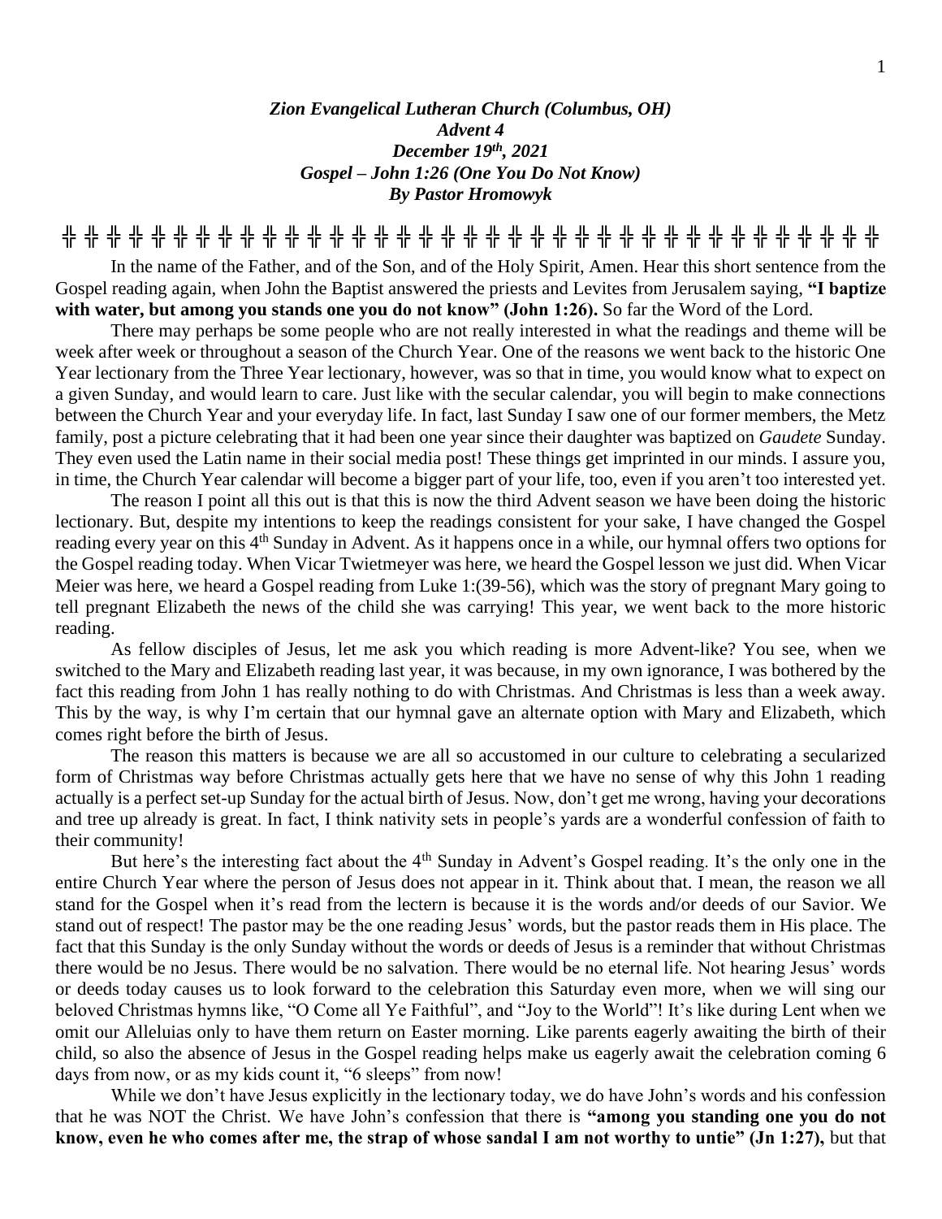***Zion Evangelical Lutheran Church (Columbus, OH)***
***Advent 4***
***December 19th, 2021***
***Gospel – John 1:26 (One You Do Not Know)***
***By Pastor Hromowyk***

╬ ╬ ╬ ╬ ╬ ╬ ╬ ╬ ╬ ╬ ╬ ╬ ╬ ╬ ╬ ╬ ╬ ╬ ╬ ╬ ╬ ╬ ╬ ╬ ╬ ╬ ╬ ╬ ╬ ╬ ╬ ╬ ╬ ╬ ╬ ╬ ╬ ╬ ╬

In the name of the Father, and of the Son, and of the Holy Spirit, Amen. Hear this short sentence from the Gospel reading again, when John the Baptist answered the priests and Levites from Jerusalem saying, **"I baptize with water, but among you stands one you do not know" (John 1:26).** So far the Word of the Lord.

There may perhaps be some people who are not really interested in what the readings and theme will be week after week or throughout a season of the Church Year. One of the reasons we went back to the historic One Year lectionary from the Three Year lectionary, however, was so that in time, you would know what to expect on a given Sunday, and would learn to care. Just like with the secular calendar, you will begin to make connections between the Church Year and your everyday life. In fact, last Sunday I saw one of our former members, the Metz family, post a picture celebrating that it had been one year since their daughter was baptized on *Gaudete* Sunday. They even used the Latin name in their social media post! These things get imprinted in our minds. I assure you, in time, the Church Year calendar will become a bigger part of your life, too, even if you aren't too interested yet.

The reason I point all this out is that this is now the third Advent season we have been doing the historic lectionary. But, despite my intentions to keep the readings consistent for your sake, I have changed the Gospel reading every year on this 4th Sunday in Advent. As it happens once in a while, our hymnal offers two options for the Gospel reading today. When Vicar Twietmeyer was here, we heard the Gospel lesson we just did. When Vicar Meier was here, we heard a Gospel reading from Luke 1:(39-56), which was the story of pregnant Mary going to tell pregnant Elizabeth the news of the child she was carrying! This year, we went back to the more historic reading.

As fellow disciples of Jesus, let me ask you which reading is more Advent-like? You see, when we switched to the Mary and Elizabeth reading last year, it was because, in my own ignorance, I was bothered by the fact this reading from John 1 has really nothing to do with Christmas. And Christmas is less than a week away. This by the way, is why I'm certain that our hymnal gave an alternate option with Mary and Elizabeth, which comes right before the birth of Jesus.

The reason this matters is because we are all so accustomed in our culture to celebrating a secularized form of Christmas way before Christmas actually gets here that we have no sense of why this John 1 reading actually is a perfect set-up Sunday for the actual birth of Jesus. Now, don't get me wrong, having your decorations and tree up already is great. In fact, I think nativity sets in people's yards are a wonderful confession of faith to their community!

But here's the interesting fact about the 4th Sunday in Advent's Gospel reading. It's the only one in the entire Church Year where the person of Jesus does not appear in it. Think about that. I mean, the reason we all stand for the Gospel when it's read from the lectern is because it is the words and/or deeds of our Savior. We stand out of respect! The pastor may be the one reading Jesus' words, but the pastor reads them in His place. The fact that this Sunday is the only Sunday without the words or deeds of Jesus is a reminder that without Christmas there would be no Jesus. There would be no salvation. There would be no eternal life. Not hearing Jesus' words or deeds today causes us to look forward to the celebration this Saturday even more, when we will sing our beloved Christmas hymns like, "O Come all Ye Faithful", and "Joy to the World"! It's like during Lent when we omit our Alleluias only to have them return on Easter morning. Like parents eagerly awaiting the birth of their child, so also the absence of Jesus in the Gospel reading helps make us eagerly await the celebration coming 6 days from now, or as my kids count it, "6 sleeps" from now!

While we don't have Jesus explicitly in the lectionary today, we do have John's words and his confession that he was NOT the Christ. We have John's confession that there is **"among you standing one you do not know, even he who comes after me, the strap of whose sandal I am not worthy to untie" (Jn 1:27),** but that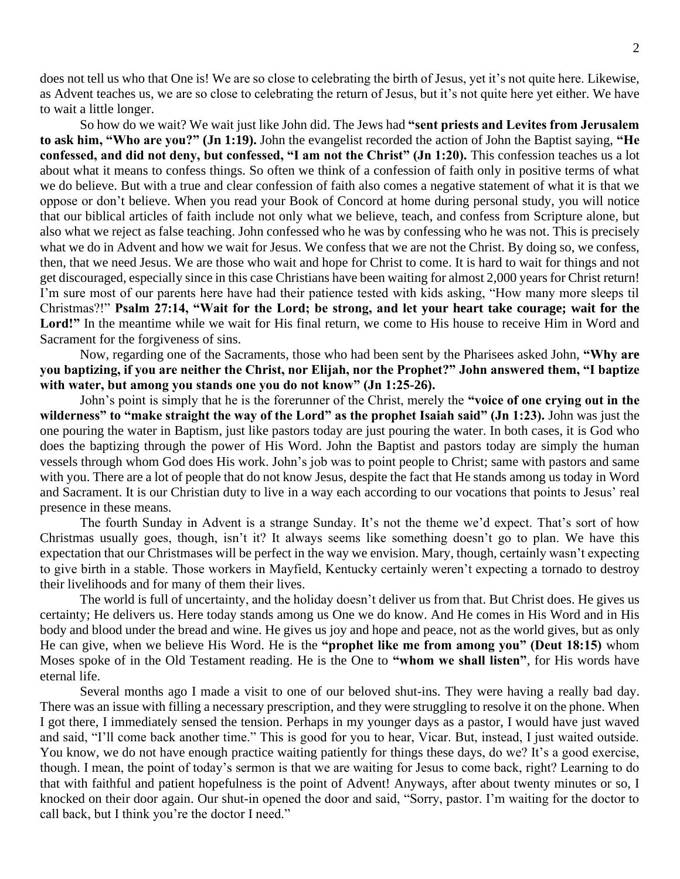does not tell us who that One is! We are so close to celebrating the birth of Jesus, yet it's not quite here. Likewise, as Advent teaches us, we are so close to celebrating the return of Jesus, but it's not quite here yet either. We have to wait a little longer.

So how do we wait? We wait just like John did. The Jews had **"sent priests and Levites from Jerusalem to ask him, "Who are you?" (Jn 1:19).** John the evangelist recorded the action of John the Baptist saying, **"He confessed, and did not deny, but confessed, "I am not the Christ" (Jn 1:20).** This confession teaches us a lot about what it means to confess things. So often we think of a confession of faith only in positive terms of what we do believe. But with a true and clear confession of faith also comes a negative statement of what it is that we oppose or don't believe. When you read your Book of Concord at home during personal study, you will notice that our biblical articles of faith include not only what we believe, teach, and confess from Scripture alone, but also what we reject as false teaching. John confessed who he was by confessing who he was not. This is precisely what we do in Advent and how we wait for Jesus. We confess that we are not the Christ. By doing so, we confess, then, that we need Jesus. We are those who wait and hope for Christ to come. It is hard to wait for things and not get discouraged, especially since in this case Christians have been waiting for almost 2,000 years for Christ return! I'm sure most of our parents here have had their patience tested with kids asking, "How many more sleeps til Christmas?!" **Psalm 27:14, "Wait for the Lord; be strong, and let your heart take courage; wait for the Lord!"** In the meantime while we wait for His final return, we come to His house to receive Him in Word and Sacrament for the forgiveness of sins.

Now, regarding one of the Sacraments, those who had been sent by the Pharisees asked John, **"Why are you baptizing, if you are neither the Christ, nor Elijah, nor the Prophet?" John answered them, "I baptize with water, but among you stands one you do not know" (Jn 1:25-26).**

John's point is simply that he is the forerunner of the Christ, merely the **"voice of one crying out in the wilderness" to "make straight the way of the Lord" as the prophet Isaiah said" (Jn 1:23).** John was just the one pouring the water in Baptism, just like pastors today are just pouring the water. In both cases, it is God who does the baptizing through the power of His Word. John the Baptist and pastors today are simply the human vessels through whom God does His work. John's job was to point people to Christ; same with pastors and same with you. There are a lot of people that do not know Jesus, despite the fact that He stands among us today in Word and Sacrament. It is our Christian duty to live in a way each according to our vocations that points to Jesus' real presence in these means.

The fourth Sunday in Advent is a strange Sunday. It's not the theme we'd expect. That's sort of how Christmas usually goes, though, isn't it? It always seems like something doesn't go to plan. We have this expectation that our Christmases will be perfect in the way we envision. Mary, though, certainly wasn't expecting to give birth in a stable. Those workers in Mayfield, Kentucky certainly weren't expecting a tornado to destroy their livelihoods and for many of them their lives.

The world is full of uncertainty, and the holiday doesn't deliver us from that. But Christ does. He gives us certainty; He delivers us. Here today stands among us One we do know. And He comes in His Word and in His body and blood under the bread and wine. He gives us joy and hope and peace, not as the world gives, but as only He can give, when we believe His Word. He is the **"prophet like me from among you" (Deut 18:15)** whom Moses spoke of in the Old Testament reading. He is the One to **"whom we shall listen"**, for His words have eternal life.

Several months ago I made a visit to one of our beloved shut-ins. They were having a really bad day. There was an issue with filling a necessary prescription, and they were struggling to resolve it on the phone. When I got there, I immediately sensed the tension. Perhaps in my younger days as a pastor, I would have just waved and said, "I'll come back another time." This is good for you to hear, Vicar. But, instead, I just waited outside. You know, we do not have enough practice waiting patiently for things these days, do we? It's a good exercise, though. I mean, the point of today's sermon is that we are waiting for Jesus to come back, right? Learning to do that with faithful and patient hopefulness is the point of Advent! Anyways, after about twenty minutes or so, I knocked on their door again. Our shut-in opened the door and said, "Sorry, pastor. I'm waiting for the doctor to call back, but I think you're the doctor I need."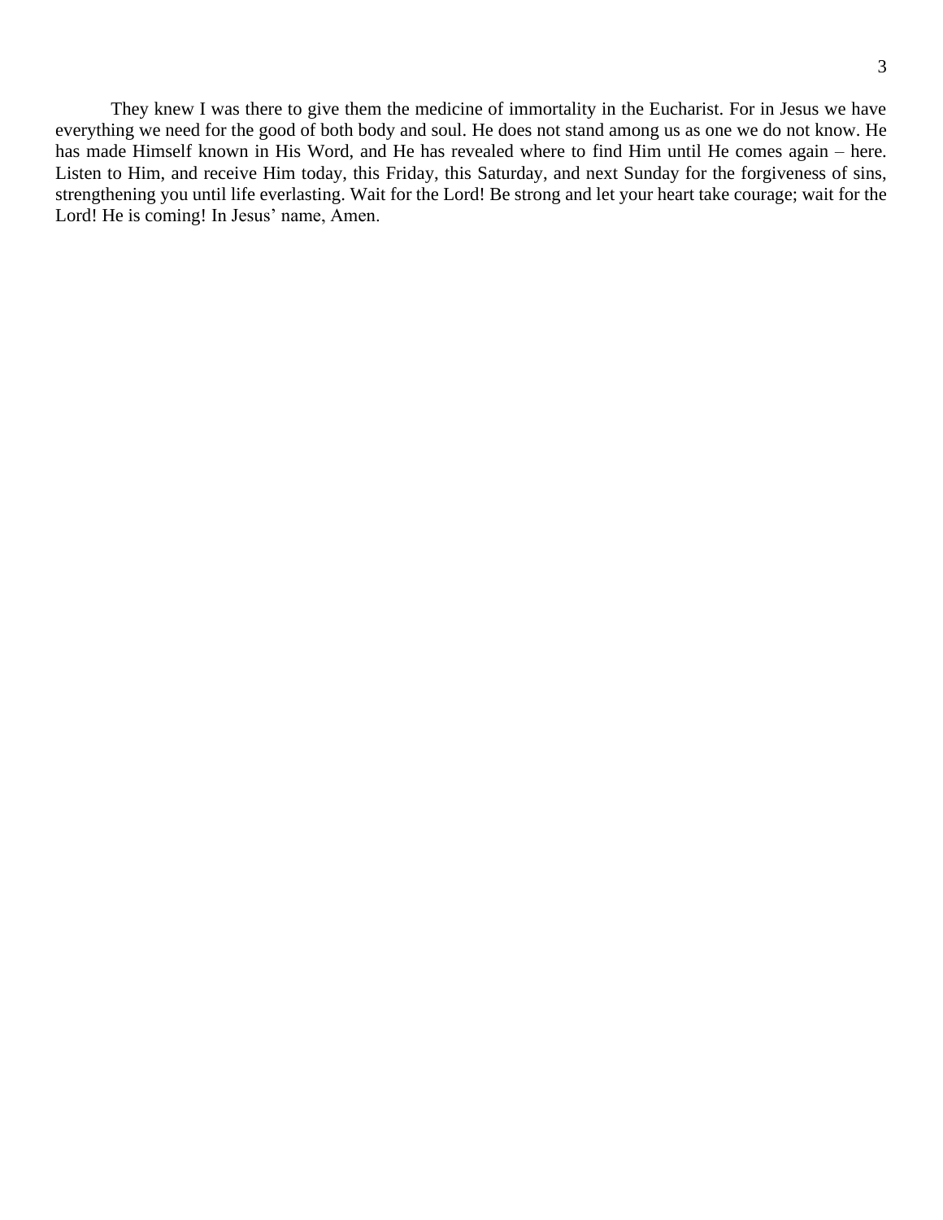They knew I was there to give them the medicine of immortality in the Eucharist. For in Jesus we have everything we need for the good of both body and soul. He does not stand among us as one we do not know. He has made Himself known in His Word, and He has revealed where to find Him until He comes again – here. Listen to Him, and receive Him today, this Friday, this Saturday, and next Sunday for the forgiveness of sins, strengthening you until life everlasting. Wait for the Lord! Be strong and let your heart take courage; wait for the Lord! He is coming! In Jesus' name, Amen.